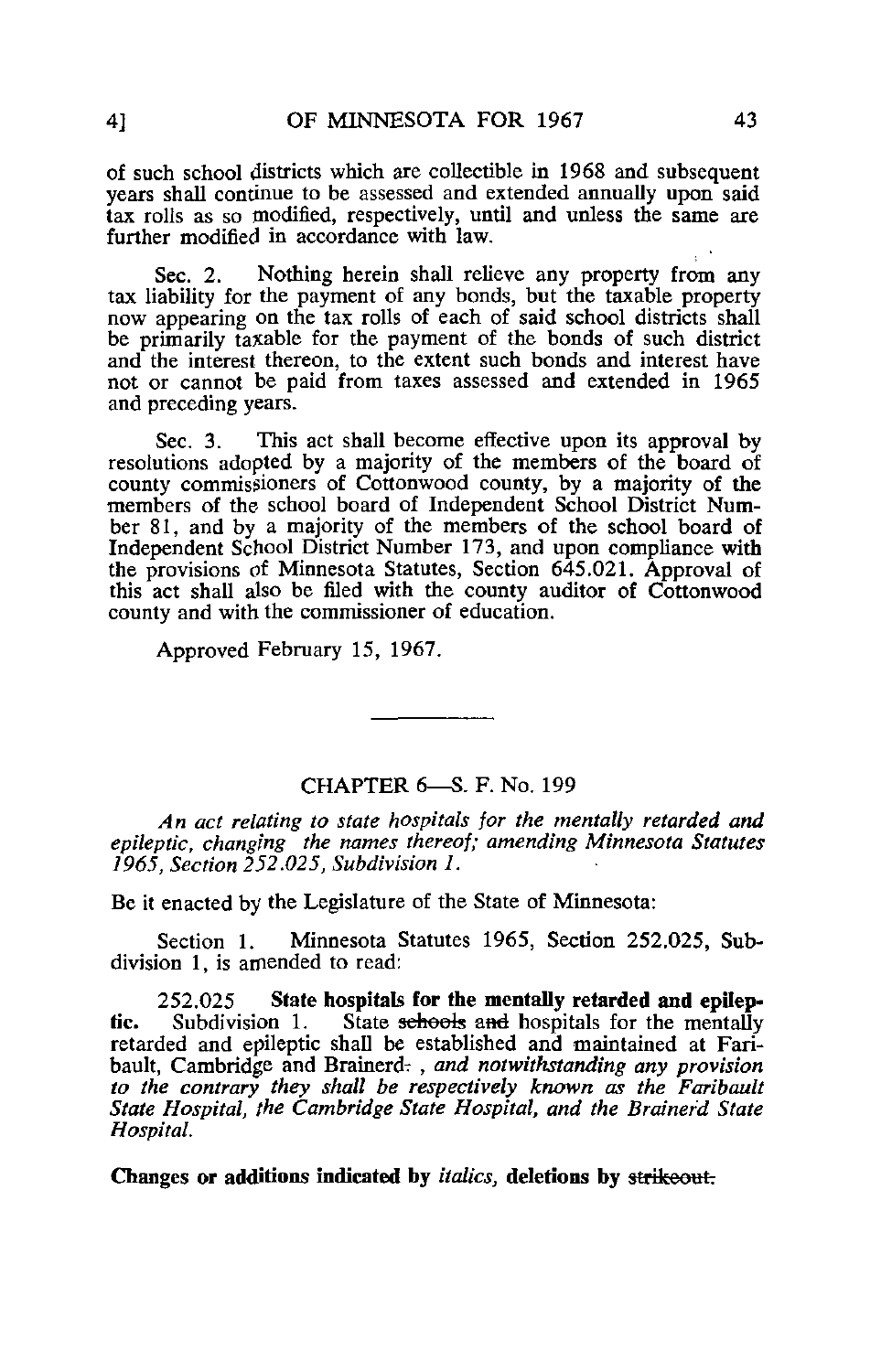of such school districts which are collectible in 1968 and subsequent years shall continue to be assessed and extended annually upon said tax rolls as so modified, respectively, until and unless the same are further modified in accordance with law.

Sec. 2. Nothing herein shall relieve any property from any tax liability for the payment of any bonds, but the taxable property now appearing on the tax rolls of each of said school districts shall be primarily taxable for the payment of the bonds of such district and the interest thereon, to the extent such bonds and interest have not or cannot be paid from taxes assessed and extended in 1965 and preceding years.

Sec. 3. This act shall become effective upon its approval by resolutions adopted by a majority of the members of the board of county commissioners of Cottonwood county, by a majority of the members of the school board of Independent School District Number 81, and by a majority of the members of the school board of Independent School District Number 173, and upon compliance with the provisions of Minnesota Statutes, Section 645.021. Approval of this act shall also be filed with the county auditor of Cottonwood county and with the commissioner of education.

Approved February 15, 1967.

---

## CHAPTER 6—S. F. No. 199

*An act relating to state hospitals for the mentally retarded and epileptic, changing the names thereof; amending Minnesota Statutes 1965, Section 252.025, Subdivision 1.*

Be it enacted by the Legislature of the State of Minnesota:

Section 1. Minnesota Statutes 1965, Section 252.025, Subdivision 1, is amended to read:

252.025 **State hospitals for the mentally retarded and epileptic.** Subdivision 1. State ~~schools and~~ hospitals for the mentally retarded and epileptic shall be established and maintained at Faribault, Cambridge and Brainerd~~.~~ *, and notwithstanding any provision to the contrary they shall be respectively known as the Faribault State Hospital, the Cambridge State Hospital, and the Brainerd State Hospital.*

**Changes or additions indicated by *italics*, deletions by ~~strikeout.~~**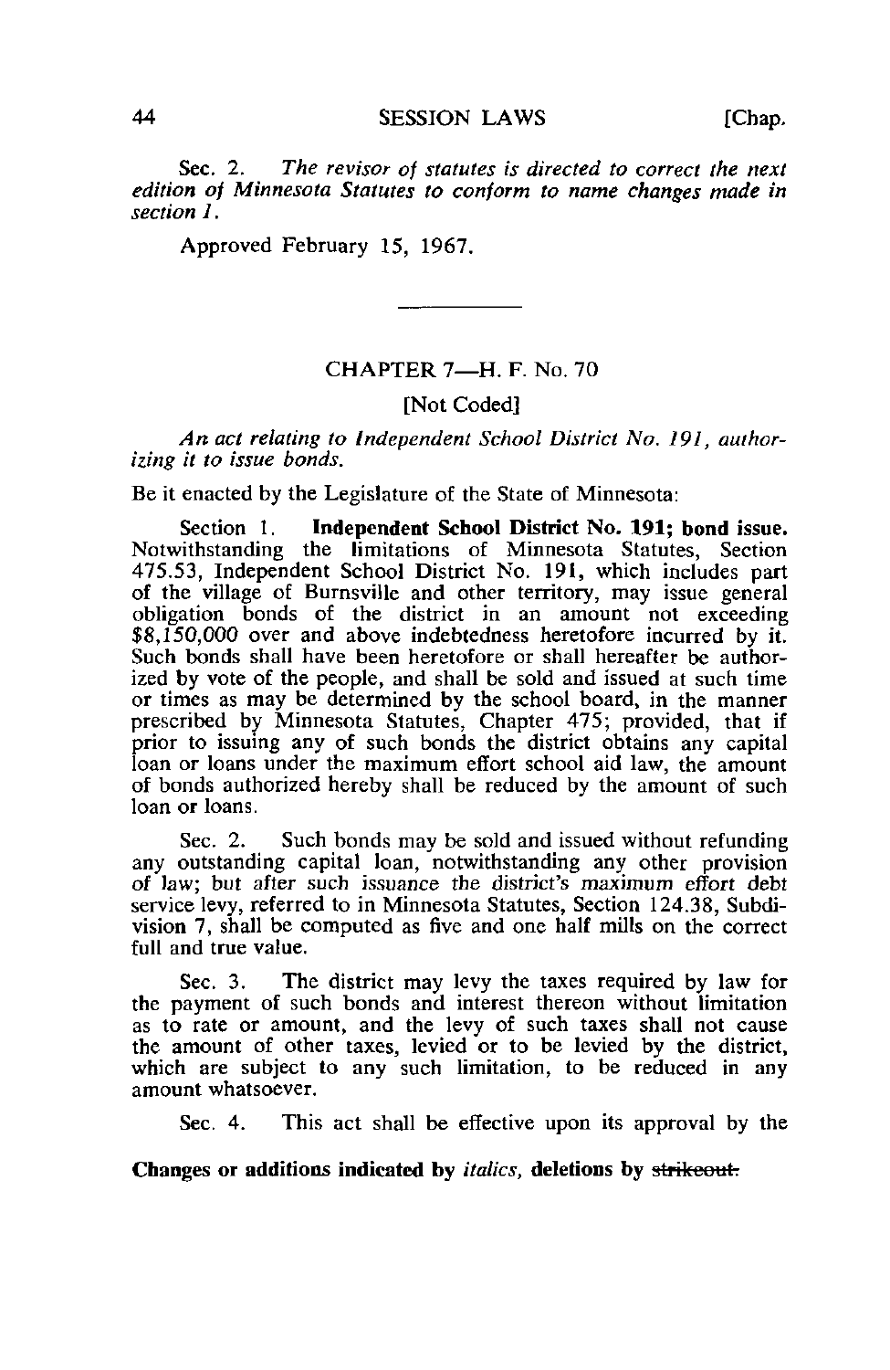Sec. 2. *The revisor of statutes is directed to correct the next edition of Minnesota Statutes to conform to name changes made in section 1.*

Approved February 15, 1967.

---

## CHAPTER 7—H. F. No. 70

[Not Coded]

*An act relating to Independent School District No. 191, authorizing it to issue bonds.*

Be it enacted by the Legislature of the State of Minnesota:

Section 1. **Independent School District No. 191; bond issue.** Notwithstanding the limitations of Minnesota Statutes, Section 475.53, Independent School District No. 191, which includes part of the village of Burnsville and other territory, may issue general obligation bonds of the district in an amount not exceeding $8,150,000 over and above indebtedness heretofore incurred by it. Such bonds shall have been heretofore or shall hereafter be authorized by vote of the people, and shall be sold and issued at such time or times as may be determined by the school board, in the manner prescribed by Minnesota Statutes, Chapter 475; provided, that if prior to issuing any of such bonds the district obtains any capital loan or loans under the maximum effort school aid law, the amount of bonds authorized hereby shall be reduced by the amount of such loan or loans.

Sec. 2. Such bonds may be sold and issued without refunding any outstanding capital loan, notwithstanding any other provision of law; but after such issuance the district's maximum effort debt service levy, referred to in Minnesota Statutes, Section 124.38, Subdivision 7, shall be computed as five and one half mills on the correct full and true value.

Sec. 3. The district may levy the taxes required by law for the payment of such bonds and interest thereon without limitation as to rate or amount, and the levy of such taxes shall not cause the amount of other taxes, levied or to be levied by the district, which are subject to any such limitation, to be reduced in any amount whatsoever.

Sec. 4. This act shall be effective upon its approval by the

**Changes or additions indicated by *italics*, deletions by ~~strikeout.~~**